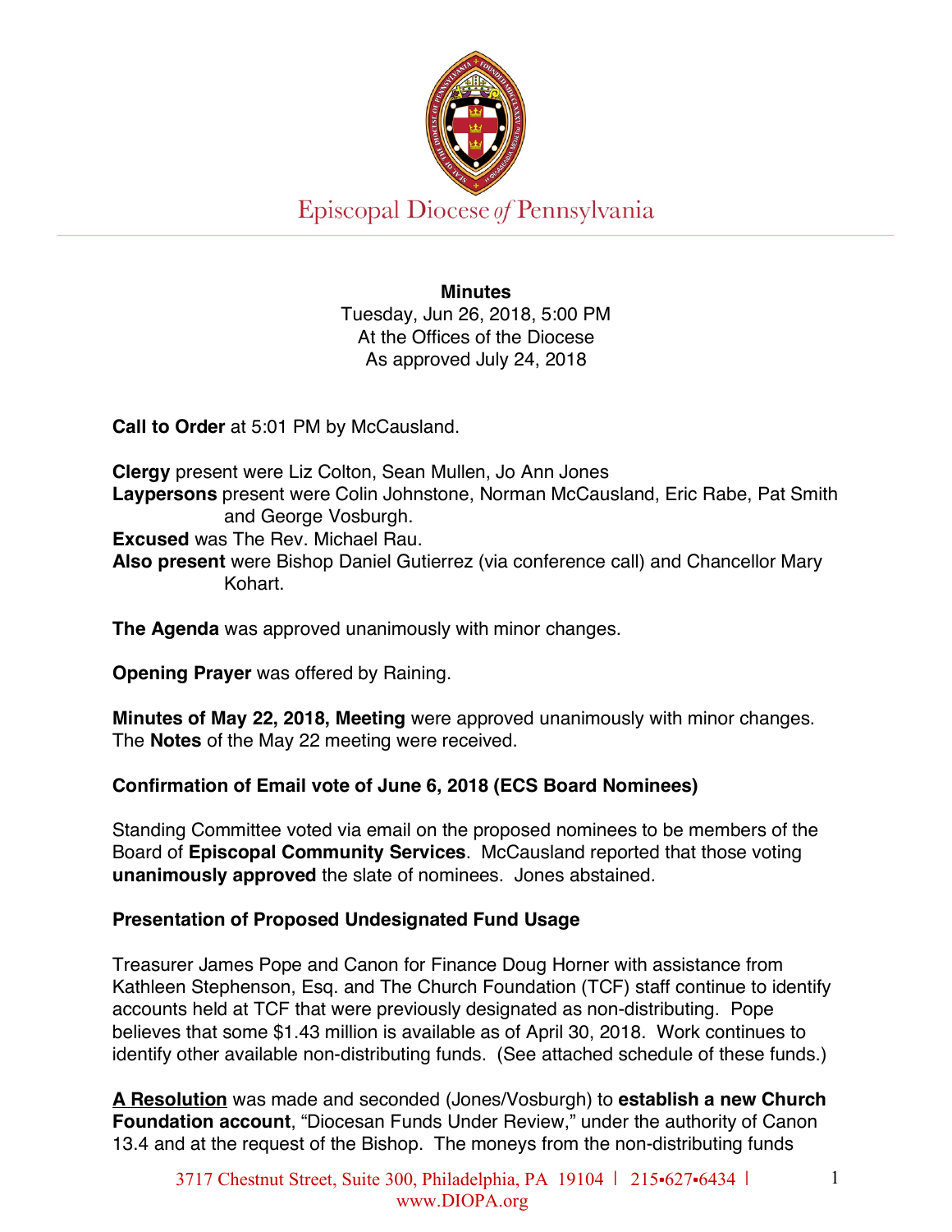Episcopal Diocese of Pennsylvania

**Minutes**
Tuesday, Jun 26, 2018, 5:00 PM
At the Offices of the Diocese
As approved July 24, 2018

**Call to Order** at 5:01 PM by McCausland.

**Clergy** present were Liz Colton, Sean Mullen, Jo Ann Jones
**Laypersons** present were Colin Johnstone, Norman McCausland, Eric Rabe, Pat Smith and George Vosburgh.
**Excused** was The Rev. Michael Rau.
**Also present** were Bishop Daniel Gutierrez (via conference call) and Chancellor Mary Kohart.

**The Agenda** was approved unanimously with minor changes.

**Opening Prayer** was offered by Raining.

**Minutes of May 22, 2018, Meeting** were approved unanimously with minor changes. The **Notes** of the May 22 meeting were received.

**Confirmation of Email vote of June 6, 2018 (ECS Board Nominees)**

Standing Committee voted via email on the proposed nominees to be members of the Board of **Episcopal Community Services**. McCausland reported that those voting **unanimously approved** the slate of nominees. Jones abstained.

**Presentation of Proposed Undesignated Fund Usage**

Treasurer James Pope and Canon for Finance Doug Horner with assistance from Kathleen Stephenson, Esq. and The Church Foundation (TCF) staff continue to identify accounts held at TCF that were previously designated as non-distributing. Pope believes that some $1.43 million is available as of April 30, 2018. Work continues to identify other available non-distributing funds. (See attached schedule of these funds.)

**A Resolution** was made and seconded (Jones/Vosburgh) to **establish a new Church Foundation account**, "Diocesan Funds Under Review," under the authority of Canon 13.4 and at the request of the Bishop. The moneys from the non-distributing funds

3717 Chestnut Street, Suite 300, Philadelphia, PA 19104 | 215•627•6434 | www.DIOPA.org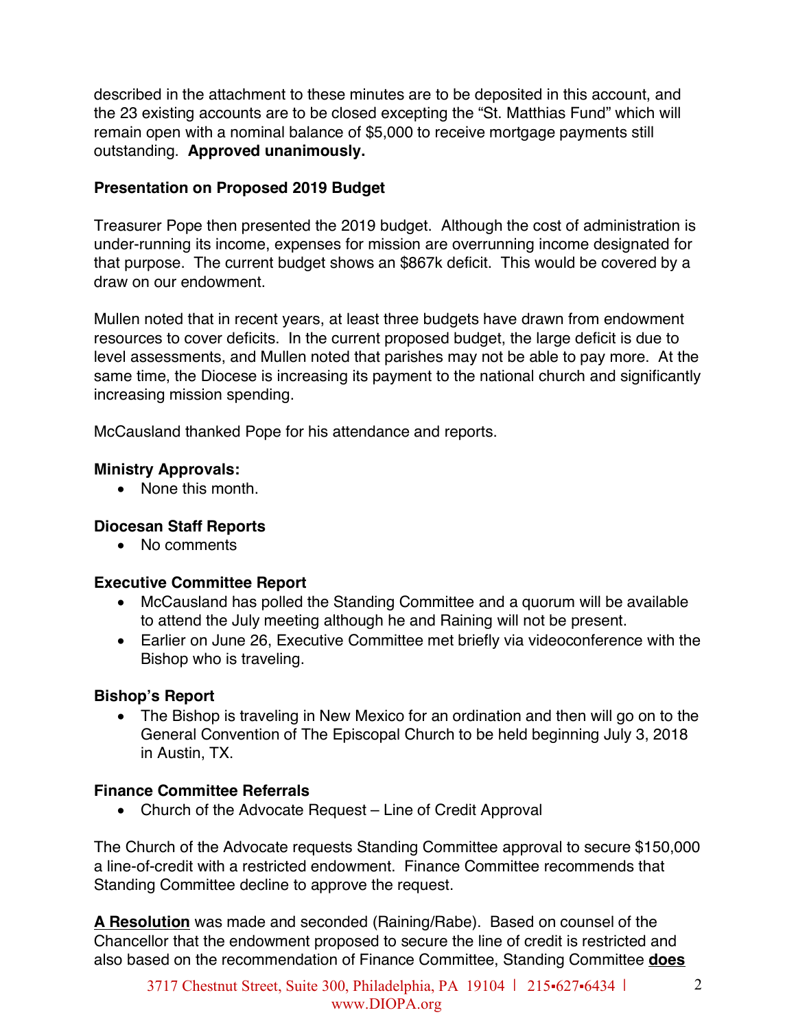described in the attachment to these minutes are to be deposited in this account, and the 23 existing accounts are to be closed excepting the "St. Matthias Fund" which will remain open with a nominal balance of $5,000 to receive mortgage payments still outstanding. **Approved unanimously.**

**Presentation on Proposed 2019 Budget**

Treasurer Pope then presented the 2019 budget. Although the cost of administration is under-running its income, expenses for mission are overrunning income designated for that purpose. The current budget shows an $867k deficit. This would be covered by a draw on our endowment.

Mullen noted that in recent years, at least three budgets have drawn from endowment resources to cover deficits. In the current proposed budget, the large deficit is due to level assessments, and Mullen noted that parishes may not be able to pay more. At the same time, the Diocese is increasing its payment to the national church and significantly increasing mission spending.

McCausland thanked Pope for his attendance and reports.

**Ministry Approvals:**

- None this month.

**Diocesan Staff Reports**

- No comments

**Executive Committee Report**

- McCausland has polled the Standing Committee and a quorum will be available to attend the July meeting although he and Raining will not be present.
- Earlier on June 26, Executive Committee met briefly via videoconference with the Bishop who is traveling.

**Bishop's Report**

- The Bishop is traveling in New Mexico for an ordination and then will go on to the General Convention of The Episcopal Church to be held beginning July 3, 2018 in Austin, TX.

**Finance Committee Referrals**

- Church of the Advocate Request – Line of Credit Approval

The Church of the Advocate requests Standing Committee approval to secure $150,000 a line-of-credit with a restricted endowment. Finance Committee recommends that Standing Committee decline to approve the request.

**A Resolution** was made and seconded (Raining/Rabe). Based on counsel of the Chancellor that the endowment proposed to secure the line of credit is restricted and also based on the recommendation of Finance Committee, Standing Committee **does**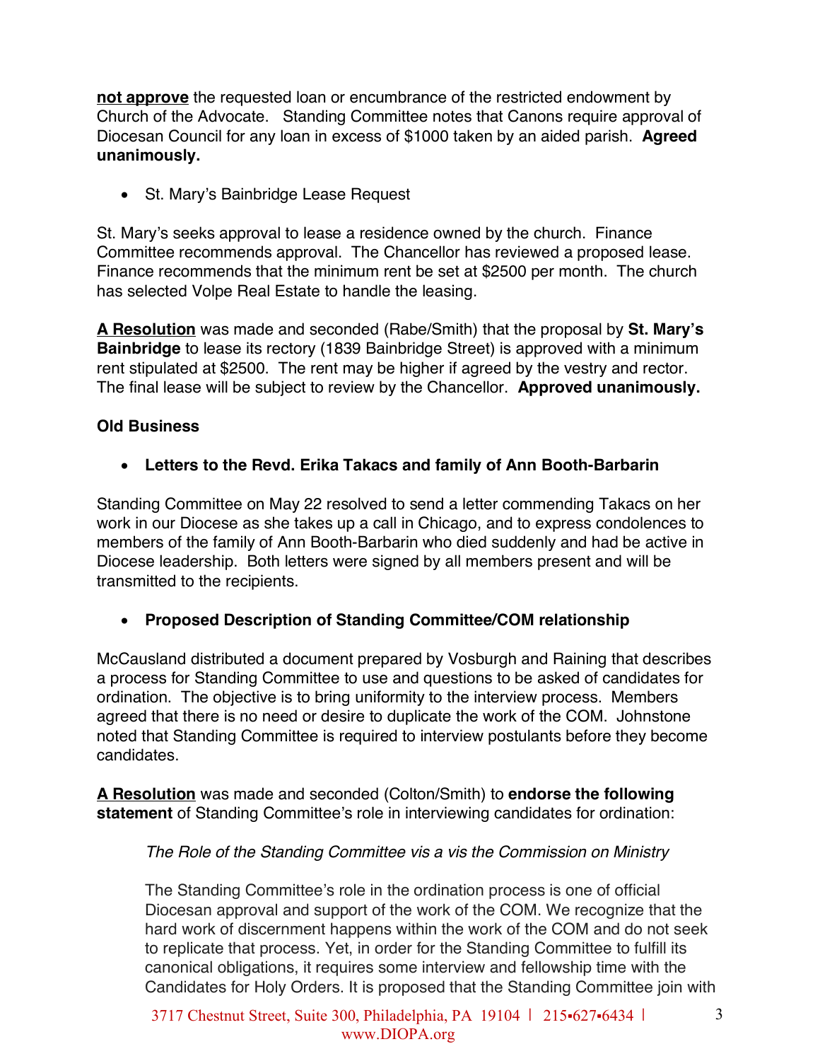**not approve** the requested loan or encumbrance of the restricted endowment by Church of the Advocate. Standing Committee notes that Canons require approval of Diocesan Council for any loan in excess of $1000 taken by an aided parish. **Agreed unanimously.**

- St. Mary's Bainbridge Lease Request

St. Mary's seeks approval to lease a residence owned by the church. Finance Committee recommends approval. The Chancellor has reviewed a proposed lease. Finance recommends that the minimum rent be set at $2500 per month. The church has selected Volpe Real Estate to handle the leasing.

**A Resolution** was made and seconded (Rabe/Smith) that the proposal by **St. Mary's Bainbridge** to lease its rectory (1839 Bainbridge Street) is approved with a minimum rent stipulated at $2500. The rent may be higher if agreed by the vestry and rector. The final lease will be subject to review by the Chancellor. **Approved unanimously.**

**Old Business**

- **Letters to the Revd. Erika Takacs and family of Ann Booth-Barbarin**

Standing Committee on May 22 resolved to send a letter commending Takacs on her work in our Diocese as she takes up a call in Chicago, and to express condolences to members of the family of Ann Booth-Barbarin who died suddenly and had be active in Diocese leadership. Both letters were signed by all members present and will be transmitted to the recipients.

- **Proposed Description of Standing Committee/COM relationship**

McCausland distributed a document prepared by Vosburgh and Raining that describes a process for Standing Committee to use and questions to be asked of candidates for ordination. The objective is to bring uniformity to the interview process. Members agreed that there is no need or desire to duplicate the work of the COM. Johnstone noted that Standing Committee is required to interview postulants before they become candidates.

**A Resolution** was made and seconded (Colton/Smith) to **endorse the following statement** of Standing Committee's role in interviewing candidates for ordination:

> *The Role of the Standing Committee vis a vis the Commission on Ministry*
>
> The Standing Committee's role in the ordination process is one of official Diocesan approval and support of the work of the COM. We recognize that the hard work of discernment happens within the work of the COM and do not seek to replicate that process. Yet, in order for the Standing Committee to fulfill its canonical obligations, it requires some interview and fellowship time with the Candidates for Holy Orders. It is proposed that the Standing Committee join with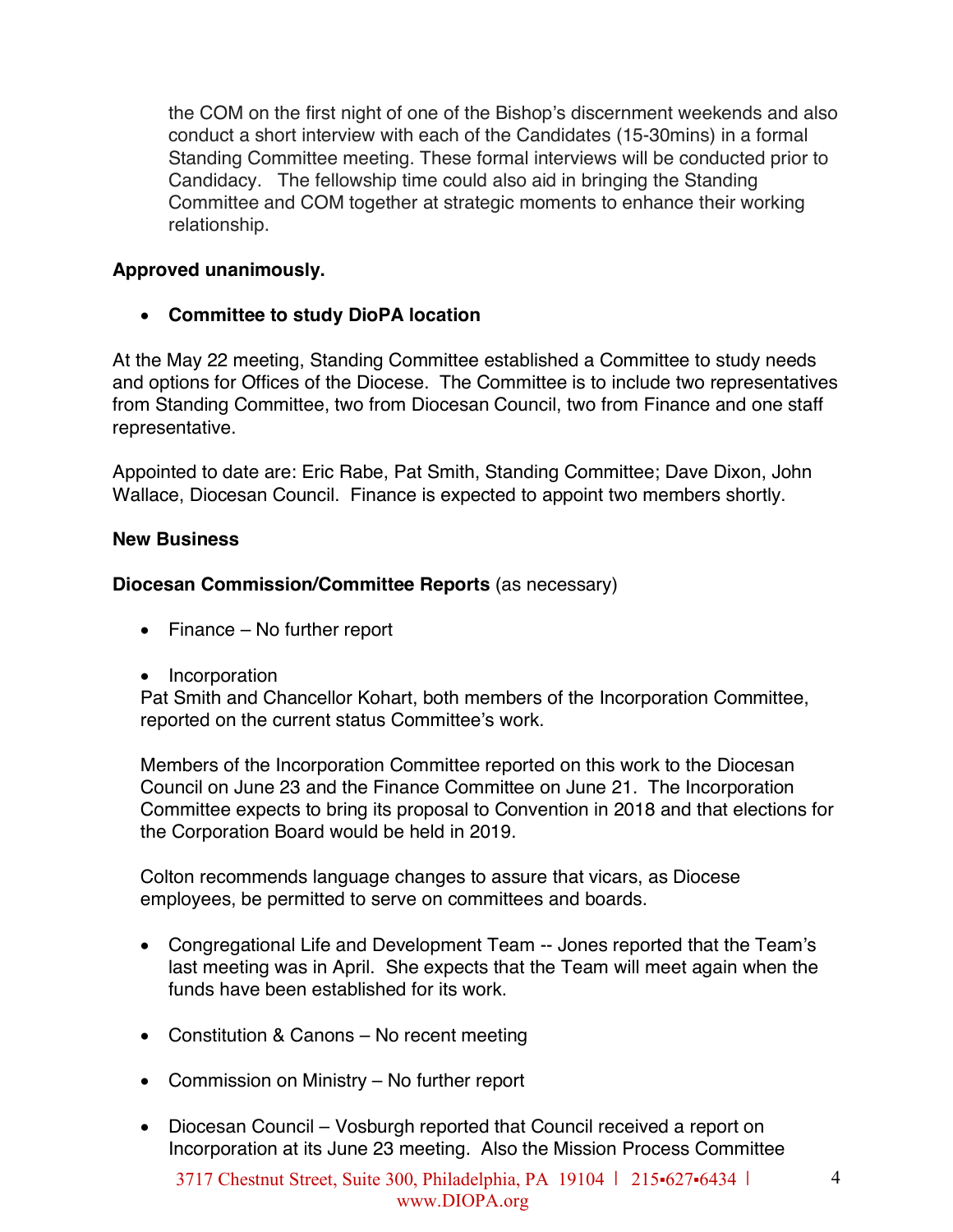the COM on the first night of one of the Bishop's discernment weekends and also conduct a short interview with each of the Candidates (15-30mins) in a formal Standing Committee meeting. These formal interviews will be conducted prior to Candidacy. The fellowship time could also aid in bringing the Standing Committee and COM together at strategic moments to enhance their working relationship.

**Approved unanimously.**

- **Committee to study DioPA location**

At the May 22 meeting, Standing Committee established a Committee to study needs and options for Offices of the Diocese. The Committee is to include two representatives from Standing Committee, two from Diocesan Council, two from Finance and one staff representative.

Appointed to date are: Eric Rabe, Pat Smith, Standing Committee; Dave Dixon, John Wallace, Diocesan Council. Finance is expected to appoint two members shortly.

**New Business**

**Diocesan Commission/Committee Reports** (as necessary)

- Finance – No further report

- Incorporation

  Pat Smith and Chancellor Kohart, both members of the Incorporation Committee, reported on the current status Committee's work.

  Members of the Incorporation Committee reported on this work to the Diocesan Council on June 23 and the Finance Committee on June 21. The Incorporation Committee expects to bring its proposal to Convention in 2018 and that elections for the Corporation Board would be held in 2019.

  Colton recommends language changes to assure that vicars, as Diocese employees, be permitted to serve on committees and boards.

- Congregational Life and Development Team -- Jones reported that the Team's last meeting was in April. She expects that the Team will meet again when the funds have been established for its work.

- Constitution & Canons – No recent meeting

- Commission on Ministry – No further report

- Diocesan Council – Vosburgh reported that Council received a report on Incorporation at its June 23 meeting. Also the Mission Process Committee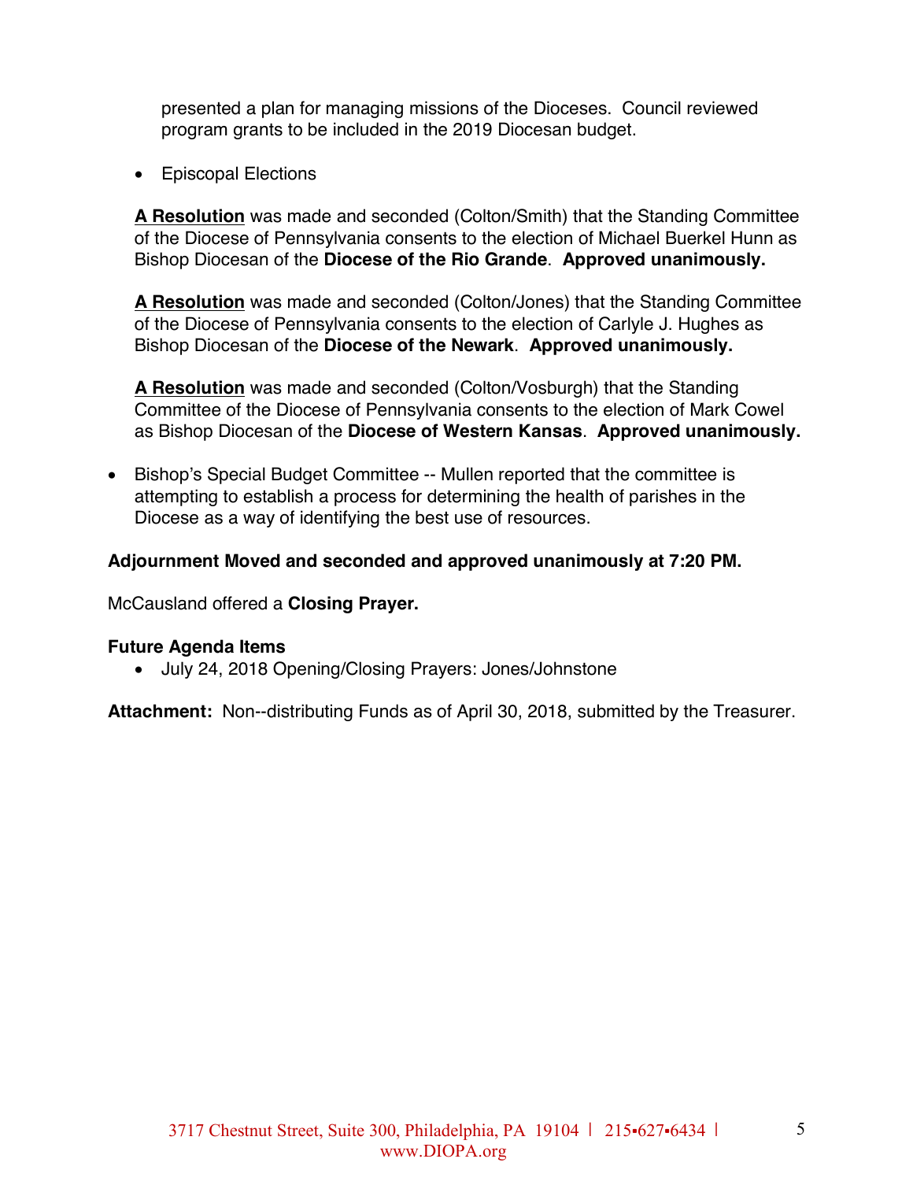presented a plan for managing missions of the Dioceses. Council reviewed program grants to be included in the 2019 Diocesan budget.

- Episcopal Elections

  **A Resolution** was made and seconded (Colton/Smith) that the Standing Committee of the Diocese of Pennsylvania consents to the election of Michael Buerkel Hunn as Bishop Diocesan of the **Diocese of the Rio Grande**. **Approved unanimously.**

  **A Resolution** was made and seconded (Colton/Jones) that the Standing Committee of the Diocese of Pennsylvania consents to the election of Carlyle J. Hughes as Bishop Diocesan of the **Diocese of the Newark**. **Approved unanimously.**

  **A Resolution** was made and seconded (Colton/Vosburgh) that the Standing Committee of the Diocese of Pennsylvania consents to the election of Mark Cowel as Bishop Diocesan of the **Diocese of Western Kansas**. **Approved unanimously.**

- Bishop's Special Budget Committee -- Mullen reported that the committee is attempting to establish a process for determining the health of parishes in the Diocese as a way of identifying the best use of resources.

**Adjournment Moved and seconded and approved unanimously at 7:20 PM.**

McCausland offered a **Closing Prayer.**

**Future Agenda Items**

- July 24, 2018 Opening/Closing Prayers: Jones/Johnstone

**Attachment:** Non--distributing Funds as of April 30, 2018, submitted by the Treasurer.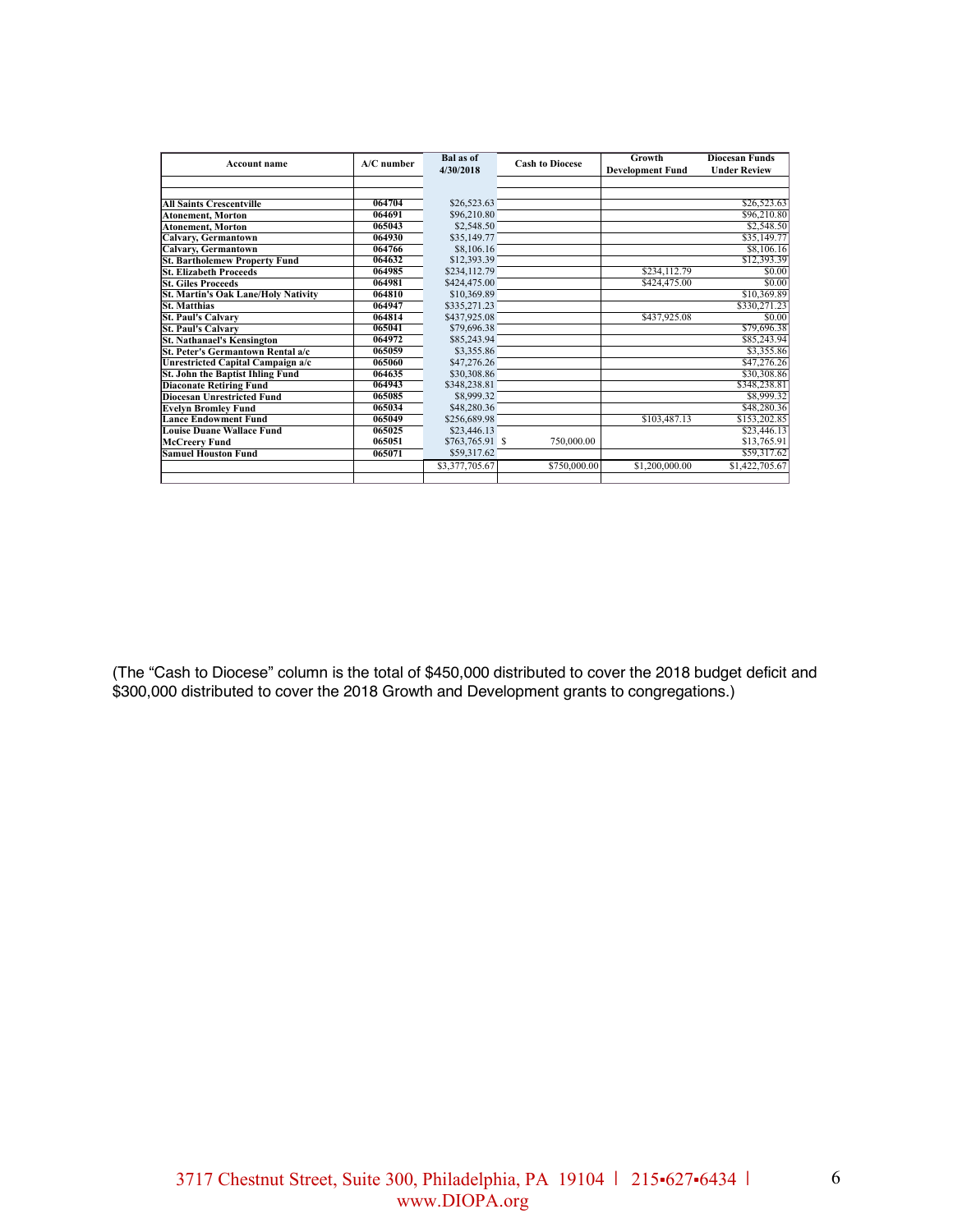| Account name | A/C number | Bal as of 4/30/2018 | Cash to Diocese | Growth Development Fund | Diocesan Funds Under Review |
|---|---|---|---|---|---|
| | | | | | |
| **All Saints Crescentville** | **064704** | $26,523.63 | | | $26,523.63 |
| **Atonement, Morton** | **064691** | $96,210.80 | | | $96,210.80 |
| **Atonement, Morton** | **065043** | $2,548.50 | | | $2,548.50 |
| **Calvary, Germantown** | **064930** | $35,149.77 | | | $35,149.77 |
| **Calvary, Germantown** | **064766** | $8,106.16 | | | $8,106.16 |
| **St. Bartholemew Property Fund** | **064632** | $12,393.39 | | | $12,393.39 |
| **St. Elizabeth Proceeds** | **064985** | $234,112.79 | | $234,112.79 | $0.00 |
| **St. Giles Proceeds** | **064981** | $424,475.00 | | $424,475.00 | $0.00 |
| **St. Martin's Oak Lane/Holy Nativity** | **064810** | $10,369.89 | | | $10,369.89 |
| **St. Matthias** | **064947** | $335,271.23 | | | $330,271.23 |
| **St. Paul's Calvary** | **064814** | $437,925.08 | | $437,925.08 | $0.00 |
| **St. Paul's Calvary** | **065041** | $79,696.38 | | | $79,696.38 |
| **St. Nathanael's Kensington** | **064972** | $85,243.94 | | | $85,243.94 |
| **St. Peter's Germantown Rental a/c** | **065059** | $3,355.86 | | | $3,355.86 |
| **Unrestricted Capital Campaign a/c** | **065060** | $47,276.26 | | | $47,276.26 |
| **St. John the Baptist Ihling Fund** | **064635** | $30,308.86 | | | $30,308.86 |
| **Diaconate Retiring Fund** | **064943** | $348,238.81 | | | $348,238.81 |
| **Diocesan Unrestricted Fund** | **065085** | $8,999.32 | | | $8,999.32 |
| **Evelyn Bromley Fund** | **065034** | $48,280.36 | | | $48,280.36 |
| **Lance Endowment Fund** | **065049** | $256,689.98 | | $103,487.13 | $153,202.85 |
| **Louise Duane Wallace Fund** | **065025** | $23,446.13 | | | $23,446.13 |
| **McCreery Fund** | **065051** | $763,765.91 | $ 750,000.00 | | $13,765.91 |
| **Samuel Houston Fund** | **065071** | $59,317.62 | | | $59,317.62 |
| | | $3,377,705.67 | $750,000.00 | $1,200,000.00 | $1,422,705.67 |

(The "Cash to Diocese" column is the total of $450,000 distributed to cover the 2018 budget deficit and $300,000 distributed to cover the 2018 Growth and Development grants to congregations.)

3717 Chestnut Street, Suite 300, Philadelphia, PA 19104 | 215•627•6434 | www.DIOPA.org